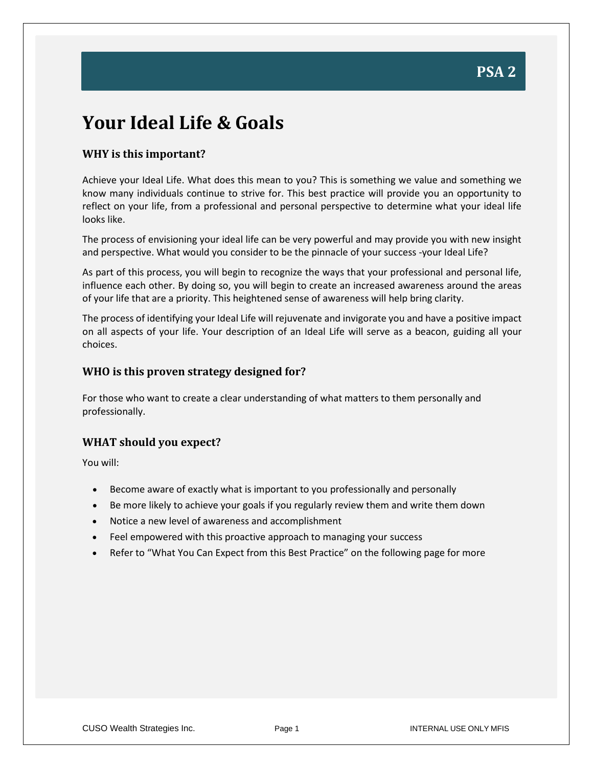**PSA 2**

# Your Ideal Life & Goals

### WHY is this important?

Achieve your Ideal Life. What does this mean to you? This is something we value and something we know many individuals continue to strive for. This best practice will provide you an opportunity to reflect on your life, from a professional and personal perspective to determine what your ideal life looks like.

The process of envisioning your ideal life can be very powerful and may provide you with new insight and perspective. What would you consider to be the pinnacle of your success -your Ideal Life?

As part of this process, you will begin to recognize the ways that your professional and personal life, influence each other. By doing so, you will begin to create an increased awareness around the areas of your life that are a priority. This heightened sense of awareness will help bring clarity.

The process of identifying your Ideal Life will rejuvenate and invigorate you and have a positive impact on all aspects of your life. Your description of an Ideal Life will serve as a beacon, guiding all your choices.

### WHO is this proven strategy designed for?

For those who want to create a clear understanding of what matters to them personally and professionally.

### WHAT should you expect?

You will:

- Become aware of exactly what is important to you professionally and personally
- Be more likely to achieve your goals if you regularly review them and write them down
- Notice a new level of awareness and accomplishment
- Feel empowered with this proactive approach to managing your success
- Refer to "What You Can Expect from this Best Practice" on the following page for more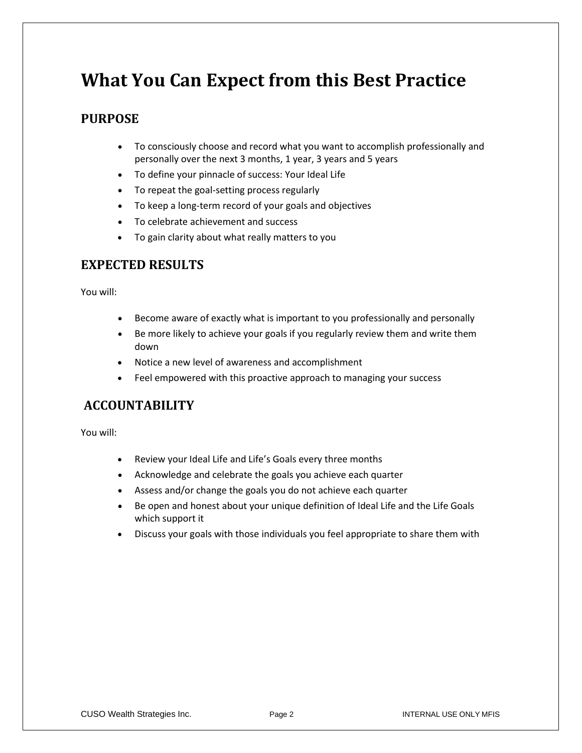# What You Can Expect from this Best Practice

## PURPOSE

- To consciously choose and record what you want to accomplish professionally and personally over the next 3 months, 1 year, 3 years and 5 years
- To define your pinnacle of success: Your Ideal Life
- To repeat the goal-setting process regularly
- To keep a long-term record of your goals and objectives
- To celebrate achievement and success
- To gain clarity about what really matters to you

## EXPECTED RESULTS

You will:

- Become aware of exactly what is important to you professionally and personally
- Be more likely to achieve your goals if you regularly review them and write them down
- Notice a new level of awareness and accomplishment
- Feel empowered with this proactive approach to managing your success

## ACCOUNTABILITY

You will:

- Review your Ideal Life and Life's Goals every three months
- Acknowledge and celebrate the goals you achieve each quarter
- Assess and/or change the goals you do not achieve each quarter
- Be open and honest about your unique definition of Ideal Life and the Life Goals which support it
- Discuss your goals with those individuals you feel appropriate to share them with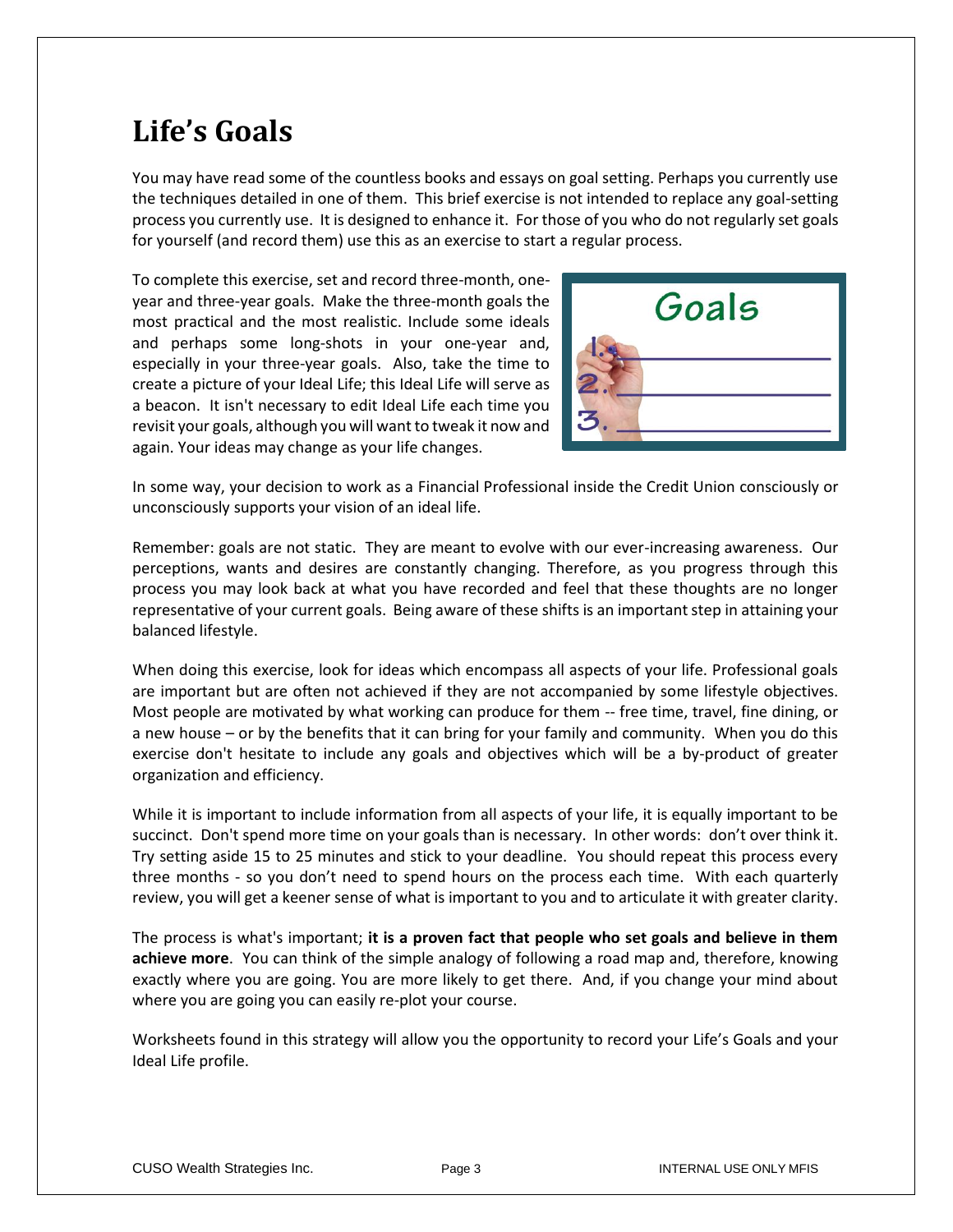# Life's Goals

You may have read some of the countless books and essays on goal setting. Perhaps you currently use the techniques detailed in one of them. This brief exercise is not intended to replace any goal-setting process you currently use. It is designed to enhance it. For those of you who do not regularly set goals for yourself (and record them) use this as an exercise to start a regular process.

To complete this exercise, set and record three-month, one-year and three-year goals. Make the three-month goals the most practical and the most realistic. Include some ideals and perhaps some long-shots in your one-year and, especially in your three-year goals. Also, take the time to create a picture of your Ideal Life; this Ideal Life will serve as a beacon. It isn't necessary to edit Ideal Life each time you revisit your goals, although you will want to tweak it now and again. Your ideas may change as your life changes.

In some way, your decision to work as a Financial Professional inside the Credit Union consciously or unconsciously supports your vision of an ideal life.

Remember: goals are not static. They are meant to evolve with our ever-increasing awareness. Our perceptions, wants and desires are constantly changing. Therefore, as you progress through this process you may look back at what you have recorded and feel that these thoughts are no longer representative of your current goals. Being aware of these shifts is an important step in attaining your balanced lifestyle.

When doing this exercise, look for ideas which encompass all aspects of your life. Professional goals are important but are often not achieved if they are not accompanied by some lifestyle objectives. Most people are motivated by what working can produce for them -- free time, travel, fine dining, or a new house – or by the benefits that it can bring for your family and community. When you do this exercise don't hesitate to include any goals and objectives which will be a by-product of greater organization and efficiency.

While it is important to include information from all aspects of your life, it is equally important to be succinct. Don't spend more time on your goals than is necessary. In other words: don't over think it. Try setting aside 15 to 25 minutes and stick to your deadline. You should repeat this process every three months - so you don't need to spend hours on the process each time. With each quarterly review, you will get a keener sense of what is important to you and to articulate it with greater clarity.

The process is what's important; **it is a proven fact that people who set goals and believe in them achieve more**. You can think of the simple analogy of following a road map and, therefore, knowing exactly where you are going. You are more likely to get there. And, if you change your mind about where you are going you can easily re-plot your course.

Worksheets found in this strategy will allow you the opportunity to record your Life's Goals and your Ideal Life profile.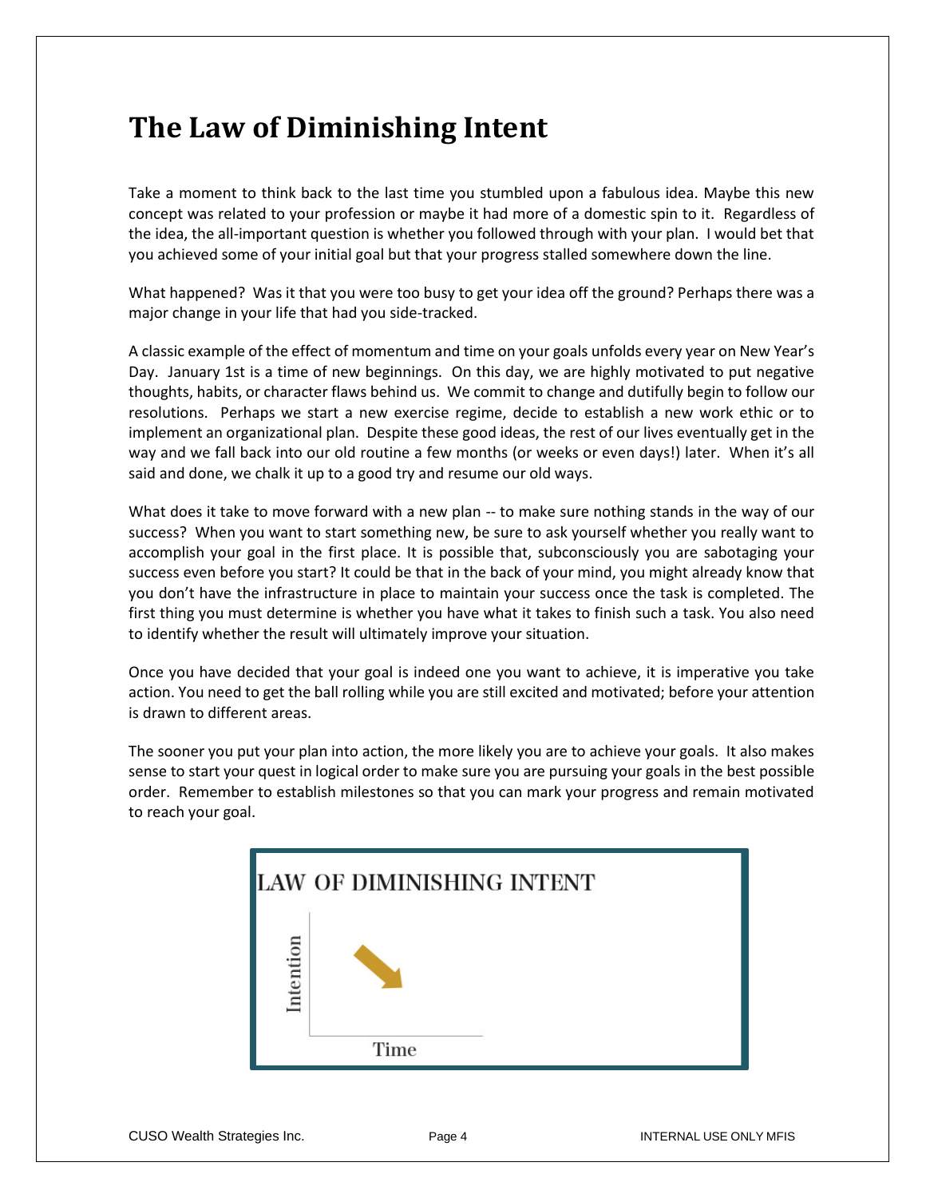# The Law of Diminishing Intent

Take a moment to think back to the last time you stumbled upon a fabulous idea. Maybe this new concept was related to your profession or maybe it had more of a domestic spin to it. Regardless of the idea, the all-important question is whether you followed through with your plan. I would bet that you achieved some of your initial goal but that your progress stalled somewhere down the line.

What happened? Was it that you were too busy to get your idea off the ground? Perhaps there was a major change in your life that had you side-tracked.

A classic example of the effect of momentum and time on your goals unfolds every year on New Year's Day. January 1st is a time of new beginnings. On this day, we are highly motivated to put negative thoughts, habits, or character flaws behind us. We commit to change and dutifully begin to follow our resolutions. Perhaps we start a new exercise regime, decide to establish a new work ethic or to implement an organizational plan. Despite these good ideas, the rest of our lives eventually get in the way and we fall back into our old routine a few months (or weeks or even days!) later. When it's all said and done, we chalk it up to a good try and resume our old ways.

What does it take to move forward with a new plan -- to make sure nothing stands in the way of our success? When you want to start something new, be sure to ask yourself whether you really want to accomplish your goal in the first place. It is possible that, subconsciously you are sabotaging your success even before you start? It could be that in the back of your mind, you might already know that you don't have the infrastructure in place to maintain your success once the task is completed. The first thing you must determine is whether you have what it takes to finish such a task. You also need to identify whether the result will ultimately improve your situation.

Once you have decided that your goal is indeed one you want to achieve, it is imperative you take action. You need to get the ball rolling while you are still excited and motivated; before your attention is drawn to different areas.

The sooner you put your plan into action, the more likely you are to achieve your goals. It also makes sense to start your quest in logical order to make sure you are pursuing your goals in the best possible order. Remember to establish milestones so that you can mark your progress and remain motivated to reach your goal.

LAW OF DIMINISHING INTENT

Intention

Time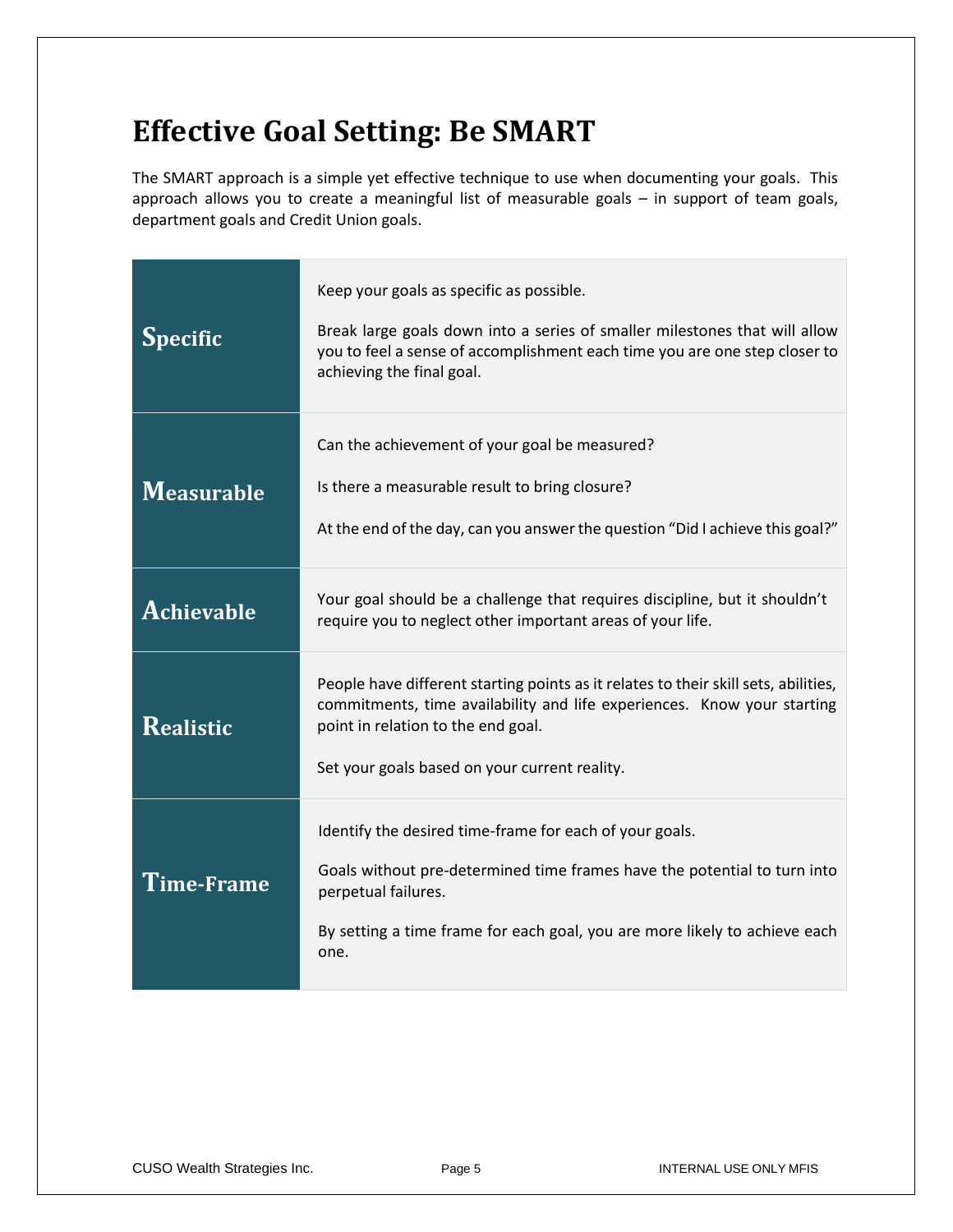# Effective Goal Setting: Be SMART

The SMART approach is a simple yet effective technique to use when documenting your goals. This approach allows you to create a meaningful list of measurable goals – in support of team goals, department goals and Credit Union goals.

| | |
|---|---|
| **Specific** | Keep your goals as specific as possible.<br><br>Break large goals down into a series of smaller milestones that will allow you to feel a sense of accomplishment each time you are one step closer to achieving the final goal. |
| **Measurable** | Can the achievement of your goal be measured?<br><br>Is there a measurable result to bring closure?<br><br>At the end of the day, can you answer the question "Did I achieve this goal?" |
| **Achievable** | Your goal should be a challenge that requires discipline, but it shouldn't require you to neglect other important areas of your life. |
| **Realistic** | People have different starting points as it relates to their skill sets, abilities, commitments, time availability and life experiences. Know your starting point in relation to the end goal.<br><br>Set your goals based on your current reality. |
| **Time-Frame** | Identify the desired time-frame for each of your goals.<br><br>Goals without pre-determined time frames have the potential to turn into perpetual failures.<br><br>By setting a time frame for each goal, you are more likely to achieve each one. |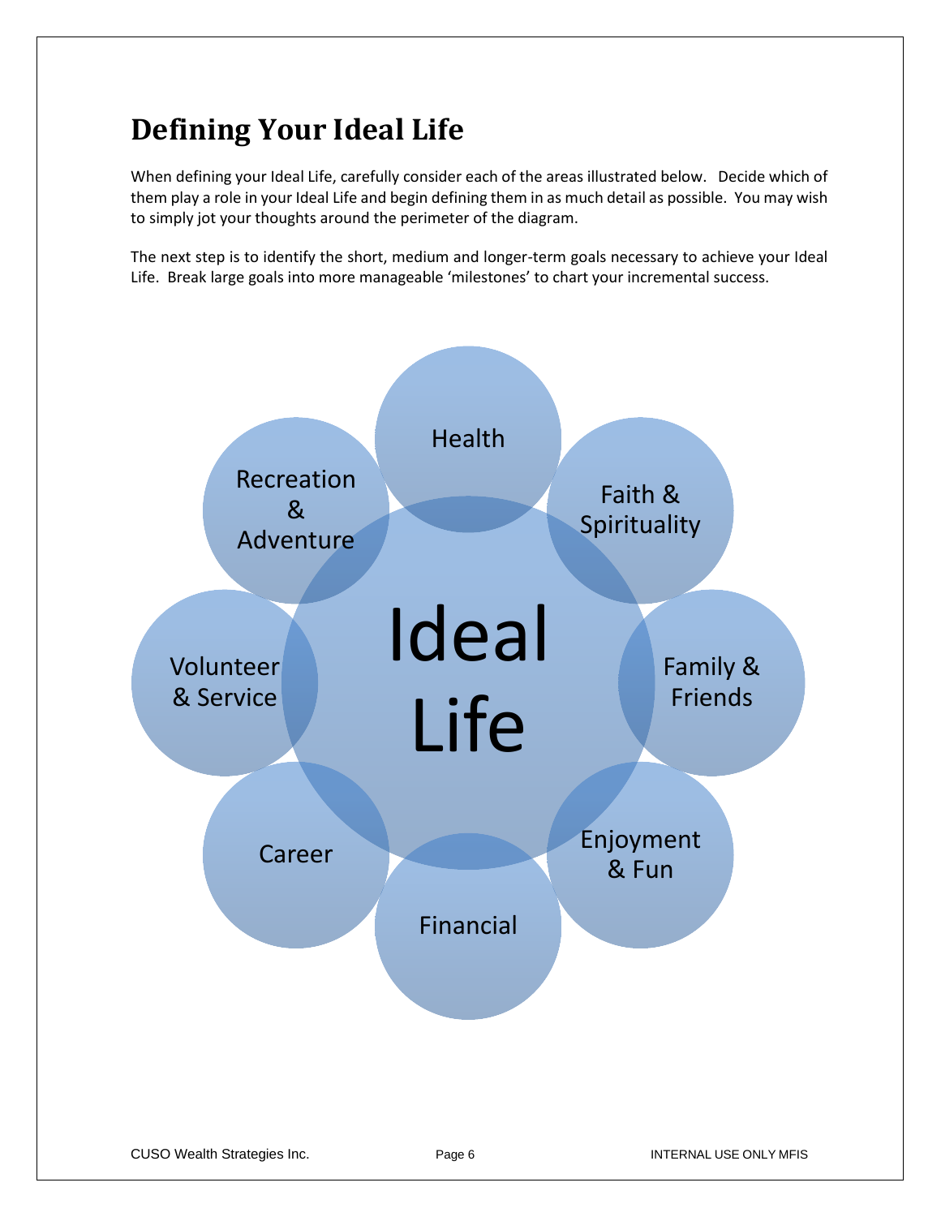# Defining Your Ideal Life

When defining your Ideal Life, carefully consider each of the areas illustrated below. Decide which of them play a role in your Ideal Life and begin defining them in as much detail as possible. You may wish to simply jot your thoughts around the perimeter of the diagram.

The next step is to identify the short, medium and longer-term goals necessary to achieve your Ideal Life. Break large goals into more manageable 'milestones' to chart your incremental success.

Ideal Life

- Health
- Faith & Spirituality
- Family & Friends
- Enjoyment & Fun
- Financial
- Career
- Volunteer & Service
- Recreation & Adventure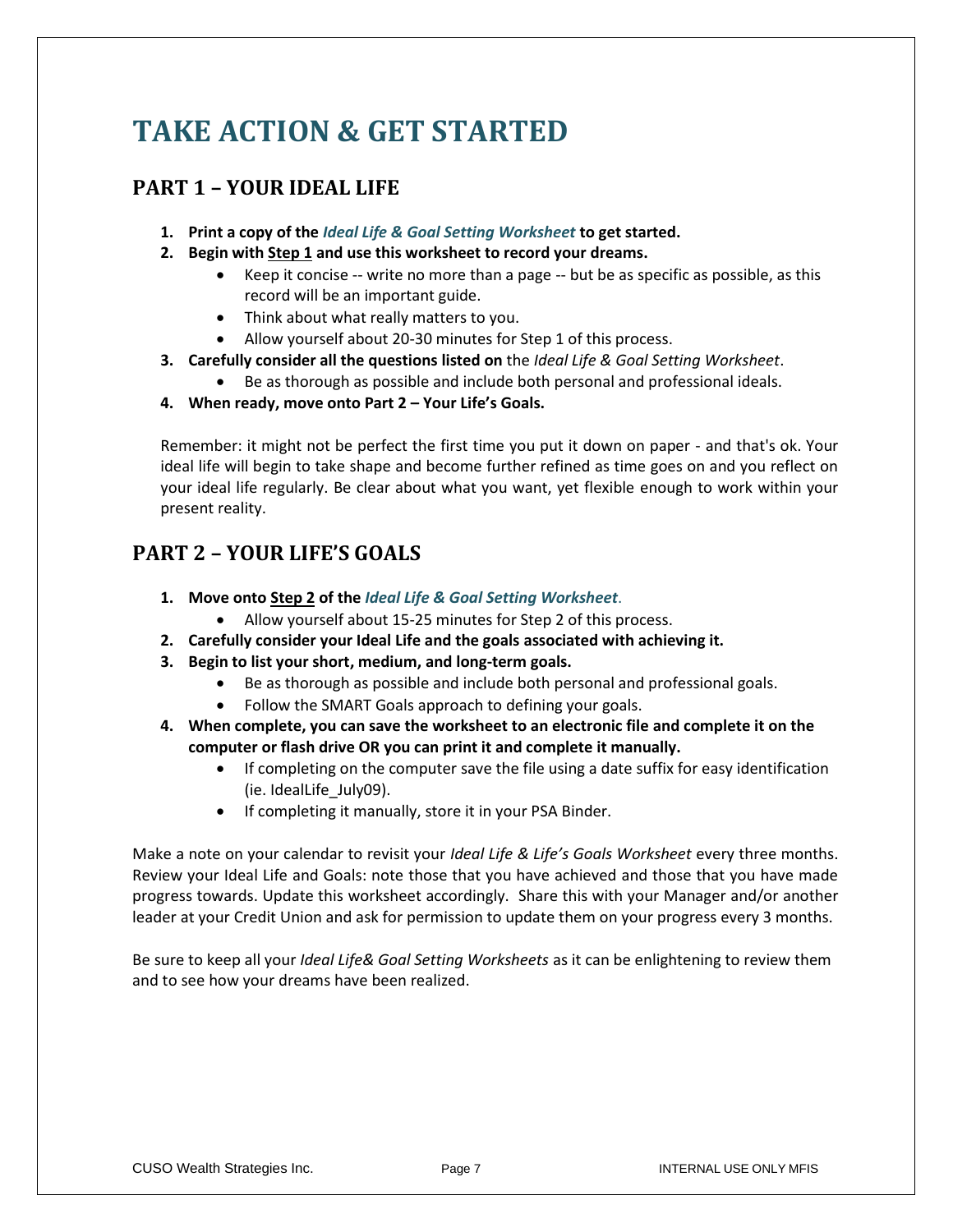# TAKE ACTION & GET STARTED

## PART 1 – YOUR IDEAL LIFE

1. **Print a copy of the *Ideal Life & Goal Setting Worksheet* to get started.**
2. **Begin with <u>Step 1</u> and use this worksheet to record your dreams.**
    - Keep it concise -- write no more than a page -- but be as specific as possible, as this record will be an important guide.
    - Think about what really matters to you.
    - Allow yourself about 20-30 minutes for Step 1 of this process.
3. **Carefully consider all the questions listed on** the *Ideal Life & Goal Setting Worksheet*.
    - Be as thorough as possible and include both personal and professional ideals.
4. **When ready, move onto Part 2 – Your Life's Goals.**

Remember: it might not be perfect the first time you put it down on paper - and that's ok. Your ideal life will begin to take shape and become further refined as time goes on and you reflect on your ideal life regularly. Be clear about what you want, yet flexible enough to work within your present reality.

## PART 2 – YOUR LIFE'S GOALS

1. **Move onto <u>Step 2</u> of the *Ideal Life & Goal Setting Worksheet*.**
    - Allow yourself about 15-25 minutes for Step 2 of this process.
2. **Carefully consider your Ideal Life and the goals associated with achieving it.**
3. **Begin to list your short, medium, and long-term goals.**
    - Be as thorough as possible and include both personal and professional goals.
    - Follow the SMART Goals approach to defining your goals.
4. **When complete, you can save the worksheet to an electronic file and complete it on the computer or flash drive OR you can print it and complete it manually.**
    - If completing on the computer save the file using a date suffix for easy identification (ie. IdealLife_July09).
    - If completing it manually, store it in your PSA Binder.

Make a note on your calendar to revisit your *Ideal Life & Life's Goals Worksheet* every three months. Review your Ideal Life and Goals: note those that you have achieved and those that you have made progress towards. Update this worksheet accordingly. Share this with your Manager and/or another leader at your Credit Union and ask for permission to update them on your progress every 3 months.

Be sure to keep all your *Ideal Life& Goal Setting Worksheets* as it can be enlightening to review them and to see how your dreams have been realized.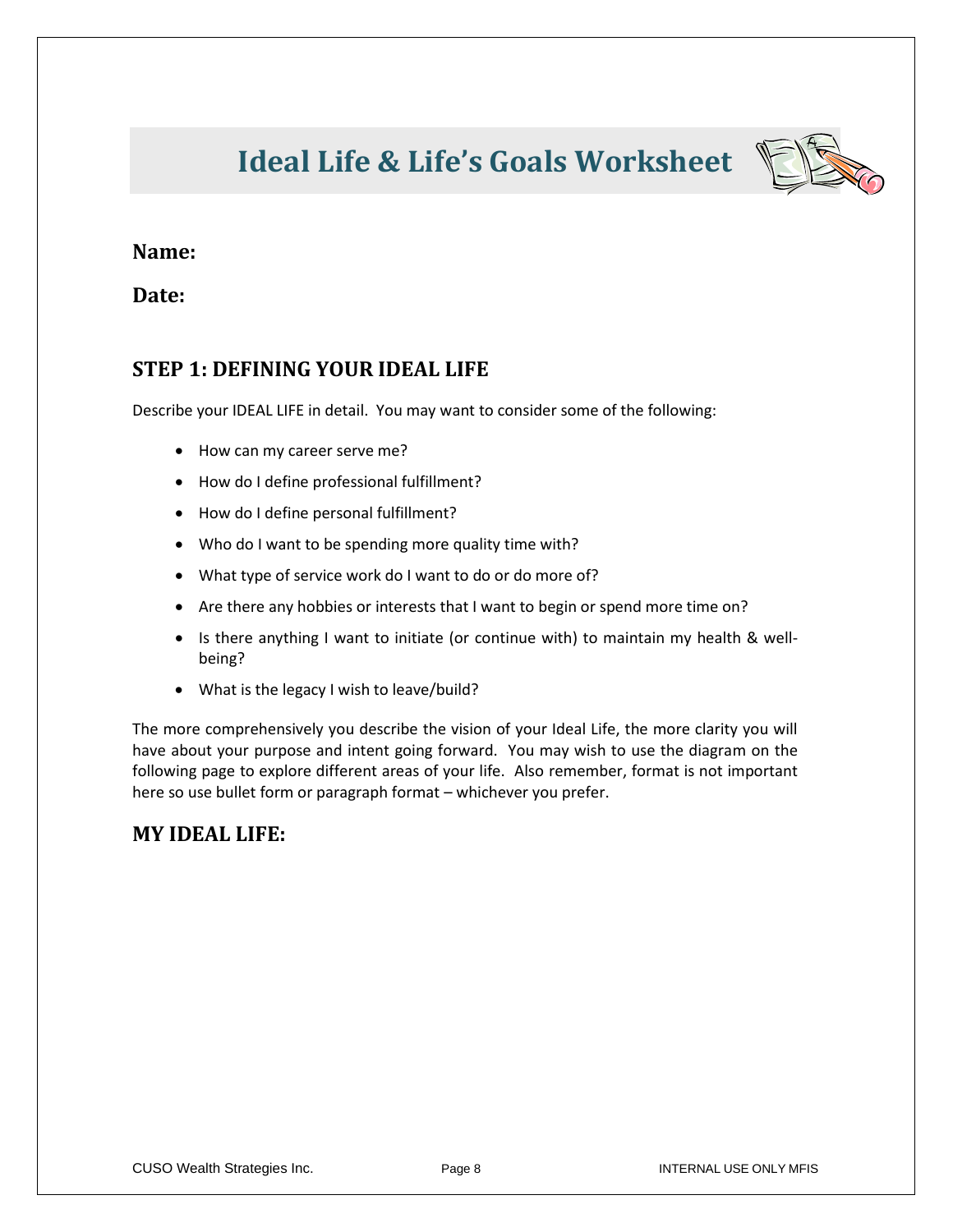# Ideal Life & Life's Goals Worksheet

**Name:**

**Date:**

## STEP 1: DEFINING YOUR IDEAL LIFE

Describe your IDEAL LIFE in detail. You may want to consider some of the following:

- How can my career serve me?
- How do I define professional fulfillment?
- How do I define personal fulfillment?
- Who do I want to be spending more quality time with?
- What type of service work do I want to do or do more of?
- Are there any hobbies or interests that I want to begin or spend more time on?
- Is there anything I want to initiate (or continue with) to maintain my health & well-being?
- What is the legacy I wish to leave/build?

The more comprehensively you describe the vision of your Ideal Life, the more clarity you will have about your purpose and intent going forward. You may wish to use the diagram on the following page to explore different areas of your life. Also remember, format is not important here so use bullet form or paragraph format – whichever you prefer.

## MY IDEAL LIFE: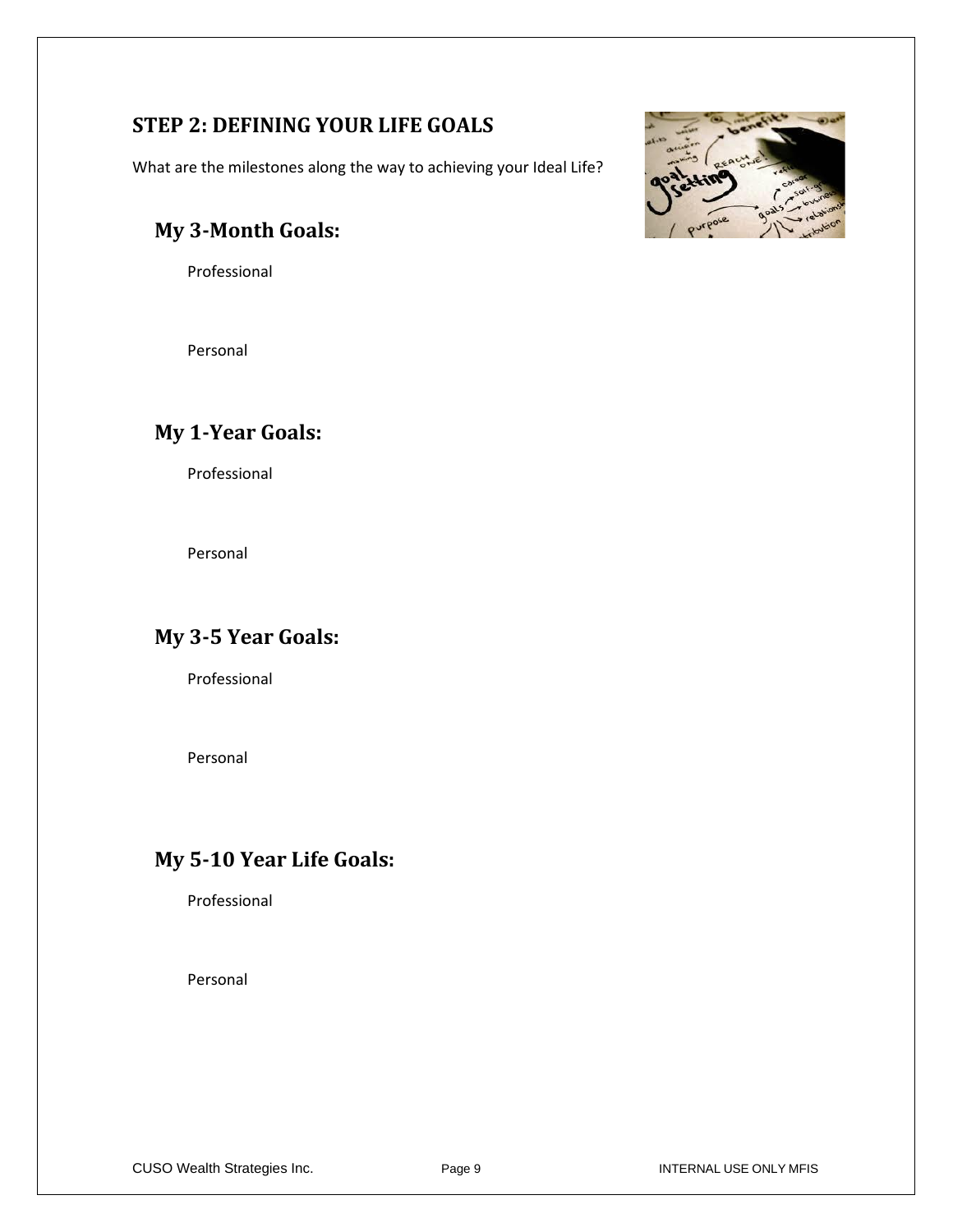## STEP 2: DEFINING YOUR LIFE GOALS

What are the milestones along the way to achieving your Ideal Life?

### My 3-Month Goals:

Professional

Personal

### My 1-Year Goals:

Professional

Personal

### My 3-5 Year Goals:

Professional

Personal

### My 5-10 Year Life Goals:

Professional

Personal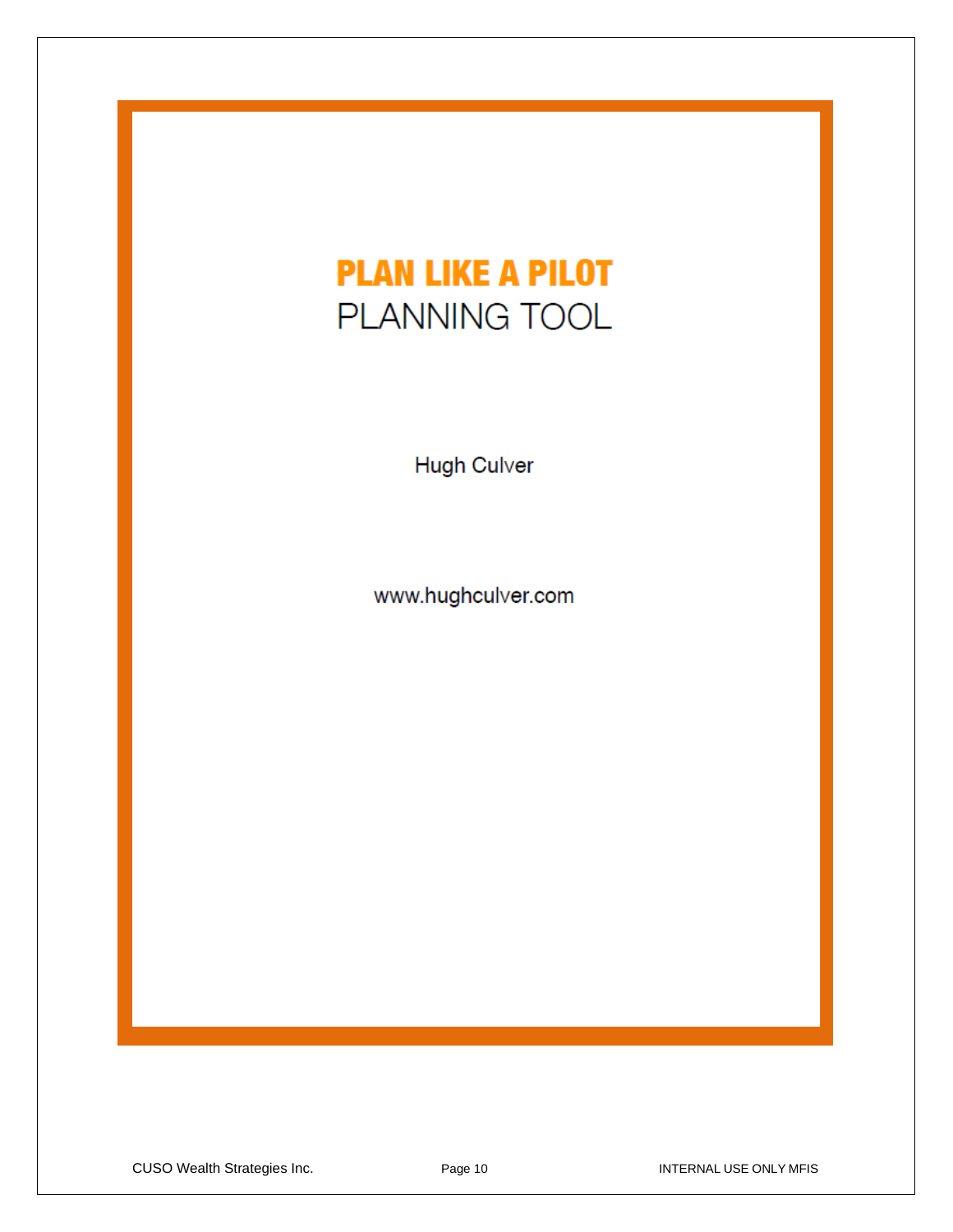# PLAN LIKE A PILOT

## PLANNING TOOL

Hugh Culver

www.hughculver.com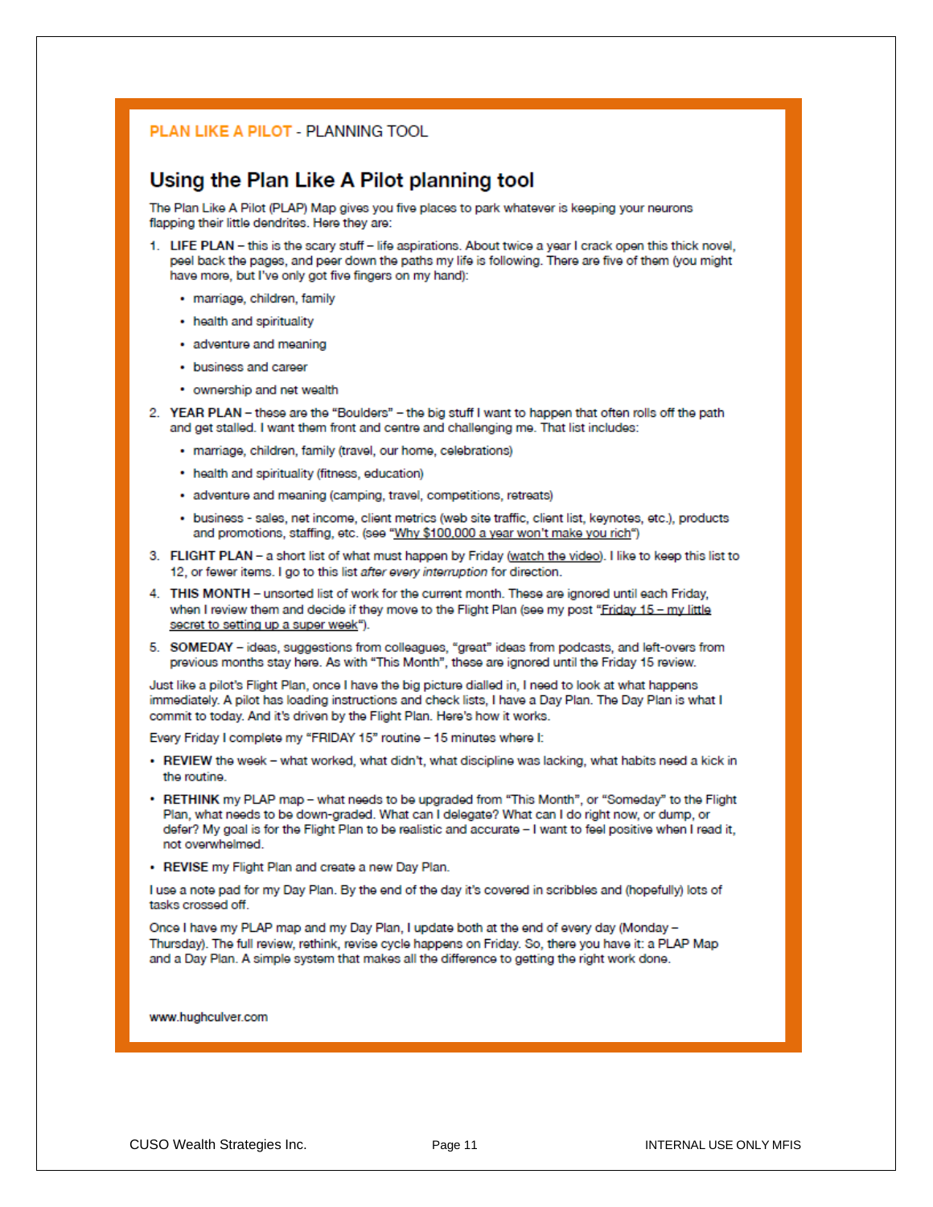**PLAN LIKE A PILOT** - PLANNING TOOL

## Using the Plan Like A Pilot planning tool

The Plan Like A Pilot (PLAP) Map gives you five places to park whatever is keeping your neurons flapping their little dendrites. Here they are:

1. **LIFE PLAN** – this is the scary stuff – life aspirations. About twice a year I crack open this thick novel, peel back the pages, and peer down the paths my life is following. There are five of them (you might have more, but I've only got five fingers on my hand):
   - marriage, children, family
   - health and spirituality
   - adventure and meaning
   - business and career
   - ownership and net wealth
2. **YEAR PLAN** – these are the "Boulders" – the big stuff I want to happen that often rolls off the path and get stalled. I want them front and centre and challenging me. That list includes:
   - marriage, children, family (travel, our home, celebrations)
   - health and spirituality (fitness, education)
   - adventure and meaning (camping, travel, competitions, retreats)
   - business - sales, net income, client metrics (web site traffic, client list, keynotes, etc.), products and promotions, staffing, etc. (see "Why $100,000 a year won't make you rich")
3. **FLIGHT PLAN** – a short list of what must happen by Friday (watch the video). I like to keep this list to 12, or fewer items. I go to this list *after every interruption* for direction.
4. **THIS MONTH** – unsorted list of work for the current month. These are ignored until each Friday, when I review them and decide if they move to the Flight Plan (see my post "Friday 15 – my little secret to setting up a super week").
5. **SOMEDAY** – ideas, suggestions from colleagues, "great" ideas from podcasts, and left-overs from previous months stay here. As with "This Month", these are ignored until the Friday 15 review.

Just like a pilot's Flight Plan, once I have the big picture dialled in, I need to look at what happens immediately. A pilot has loading instructions and check lists, I have a Day Plan. The Day Plan is what I commit to today. And it's driven by the Flight Plan. Here's how it works.

Every Friday I complete my "FRIDAY 15" routine – 15 minutes where I:

- **REVIEW** the week – what worked, what didn't, what discipline was lacking, what habits need a kick in the routine.
- **RETHINK** my PLAP map – what needs to be upgraded from "This Month", or "Someday" to the Flight Plan, what needs to be down-graded. What can I delegate? What can I do right now, or dump, or defer? My goal is for the Flight Plan to be realistic and accurate – I want to feel positive when I read it, not overwhelmed.
- **REVISE** my Flight Plan and create a new Day Plan.

I use a note pad for my Day Plan. By the end of the day it's covered in scribbles and (hopefully) lots of tasks crossed off.

Once I have my PLAP map and my Day Plan, I update both at the end of every day (Monday – Thursday). The full review, rethink, revise cycle happens on Friday. So, there you have it: a PLAP Map and a Day Plan. A simple system that makes all the difference to getting the right work done.

www.hughculver.com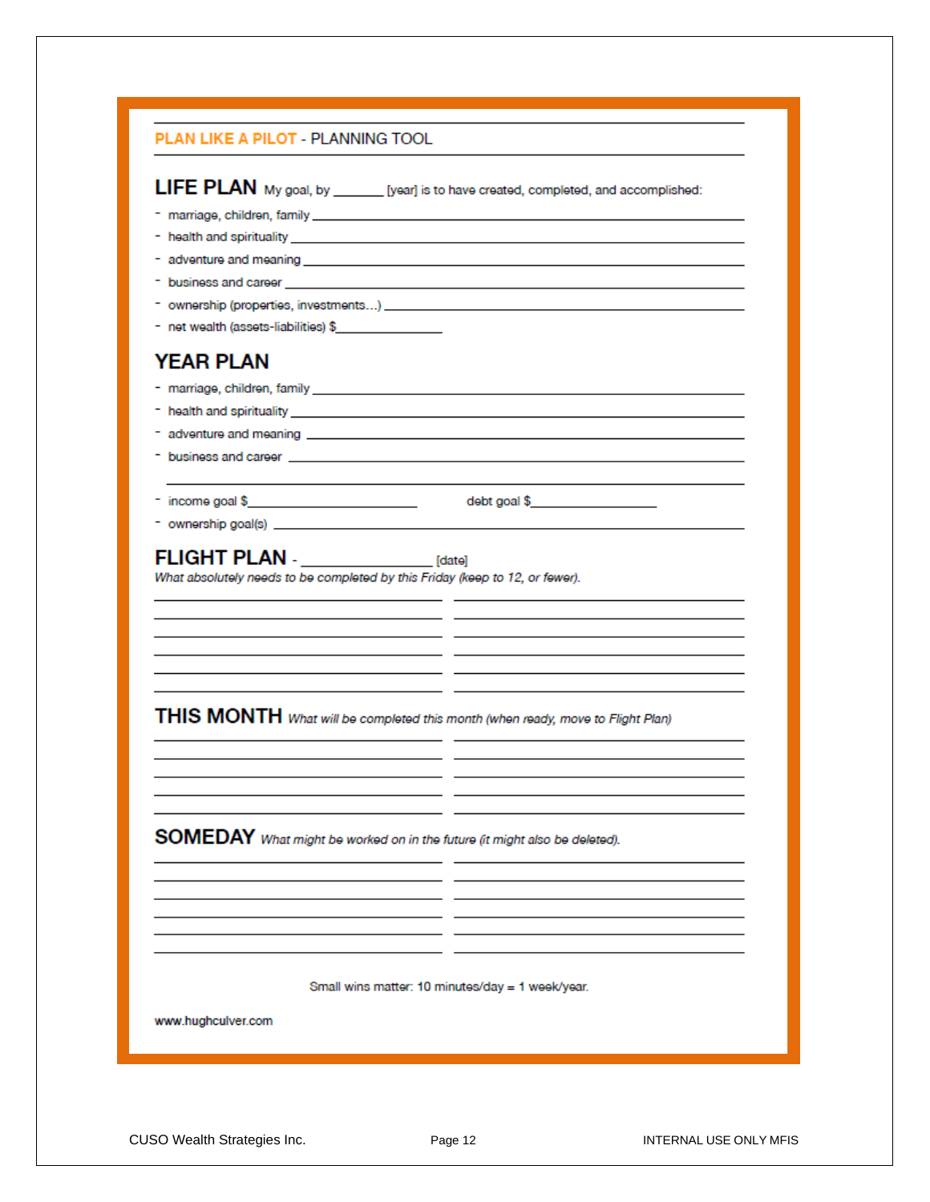**PLAN LIKE A PILOT** - PLANNING TOOL

## LIFE PLAN

My goal, by _______ [year] is to have created, completed, and accomplished:

- marriage, children, family ______________________________
- health and spirituality ______________________________
- adventure and meaning ______________________________
- business and career ______________________________
- ownership (properties, investments…) ______________________________
- net wealth (assets-liabilities) $______________

## YEAR PLAN

- marriage, children, family ______________________________
- health and spirituality ______________________________
- adventure and meaning ______________________________
- business and career ______________________________

______________________________

- income goal $______________________ debt goal $________________
- ownership goal(s) ______________________________

## FLIGHT PLAN - ______________ [date]

*What absolutely needs to be completed by this Friday (keep to 12, or fewer).*

| | |
|---|---|
| | |
| | |
| | |
| | |
| | |
| | |

## THIS MONTH

*What will be completed this month (when ready, move to Flight Plan)*

| | |
|---|---|
| | |
| | |
| | |
| | |
| | |

## SOMEDAY

*What might be worked on in the future (it might also be deleted).*

| | |
|---|---|
| | |
| | |
| | |
| | |
| | |
| | |

Small wins matter: 10 minutes/day = 1 week/year.

www.hughculver.com